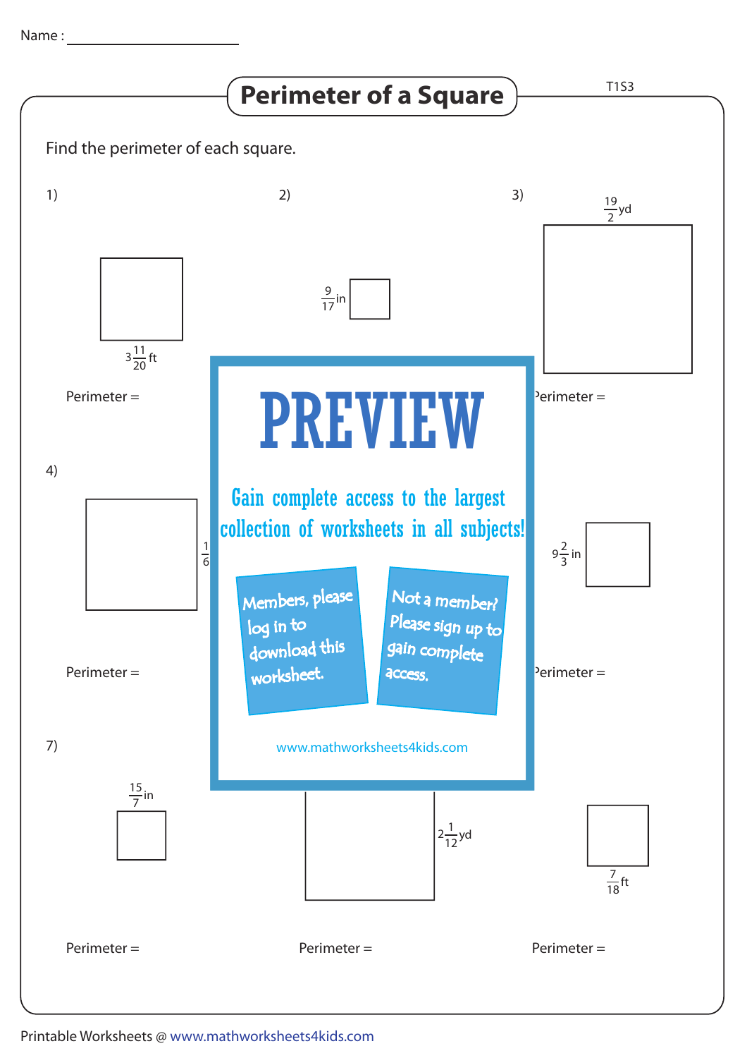Name : ___________________

# Perimeter of a Square

T1S3

Find the perimeter of each square.

1) $3\frac{11}{20}$ ft

Perimeter =

2) $\frac{9}{17}$ in

3) $\frac{19}{2}$ yd

Perimeter =

4) $\frac{1}{6}$

Perimeter =

6) $9\frac{2}{3}$ in

Perimeter =

**PREVIEW**

Gain complete access to the largest collection of worksheets in all subjects!

Members, please log in to download this worksheet.

Not a member? Please sign up to gain complete access.

www.mathworksheets4kids.com

7) $\frac{15}{7}$ in

Perimeter =

8) $2\frac{1}{12}$ yd

Perimeter =

9) $\frac{7}{18}$ ft

Perimeter =

Printable Worksheets @ www.mathworksheets4kids.com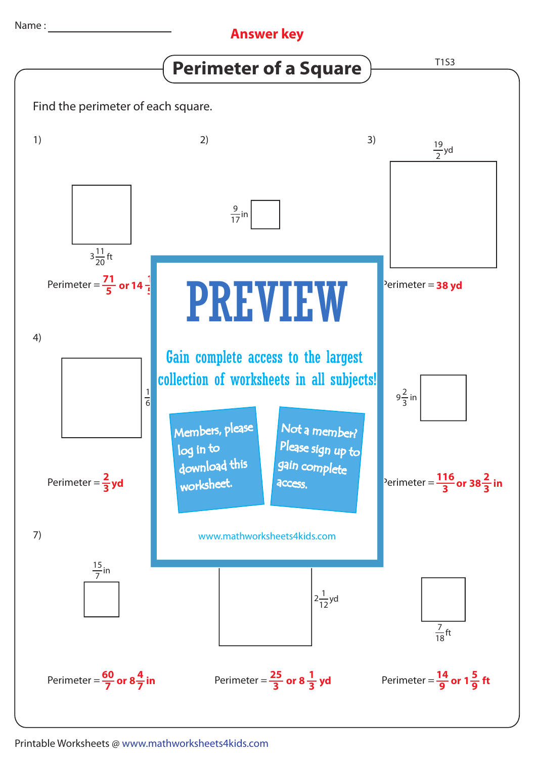Name : ___________________

**Answer key**

# Perimeter of a Square

T1S3

Find the perimeter of each square.

1) $3\frac{11}{20}$ ft

Perimeter = $\frac{71}{5}$ or $14\frac{1}{5}$

2) $\frac{9}{17}$ in

3) $\frac{19}{2}$ yd

Perimeter = **38 yd**

4) $\frac{1}{6}$

Perimeter = $\frac{2}{3}$ yd

6) $9\frac{2}{3}$ in

Perimeter = $\frac{116}{3}$ or $38\frac{2}{3}$ in

**PREVIEW**

Gain complete access to the largest collection of worksheets in all subjects!

Members, please log in to download this worksheet.

Not a member? Please sign up to gain complete access.

www.mathworksheets4kids.com

7) $\frac{15}{7}$ in

Perimeter = $\frac{60}{7}$ or $8\frac{4}{7}$ in

8) $2\frac{1}{12}$ yd

Perimeter = $\frac{25}{3}$ or $8\frac{1}{3}$ yd

9) $\frac{7}{18}$ ft

Perimeter = $\frac{14}{9}$ or $1\frac{5}{9}$ ft

Printable Worksheets @ www.mathworksheets4kids.com